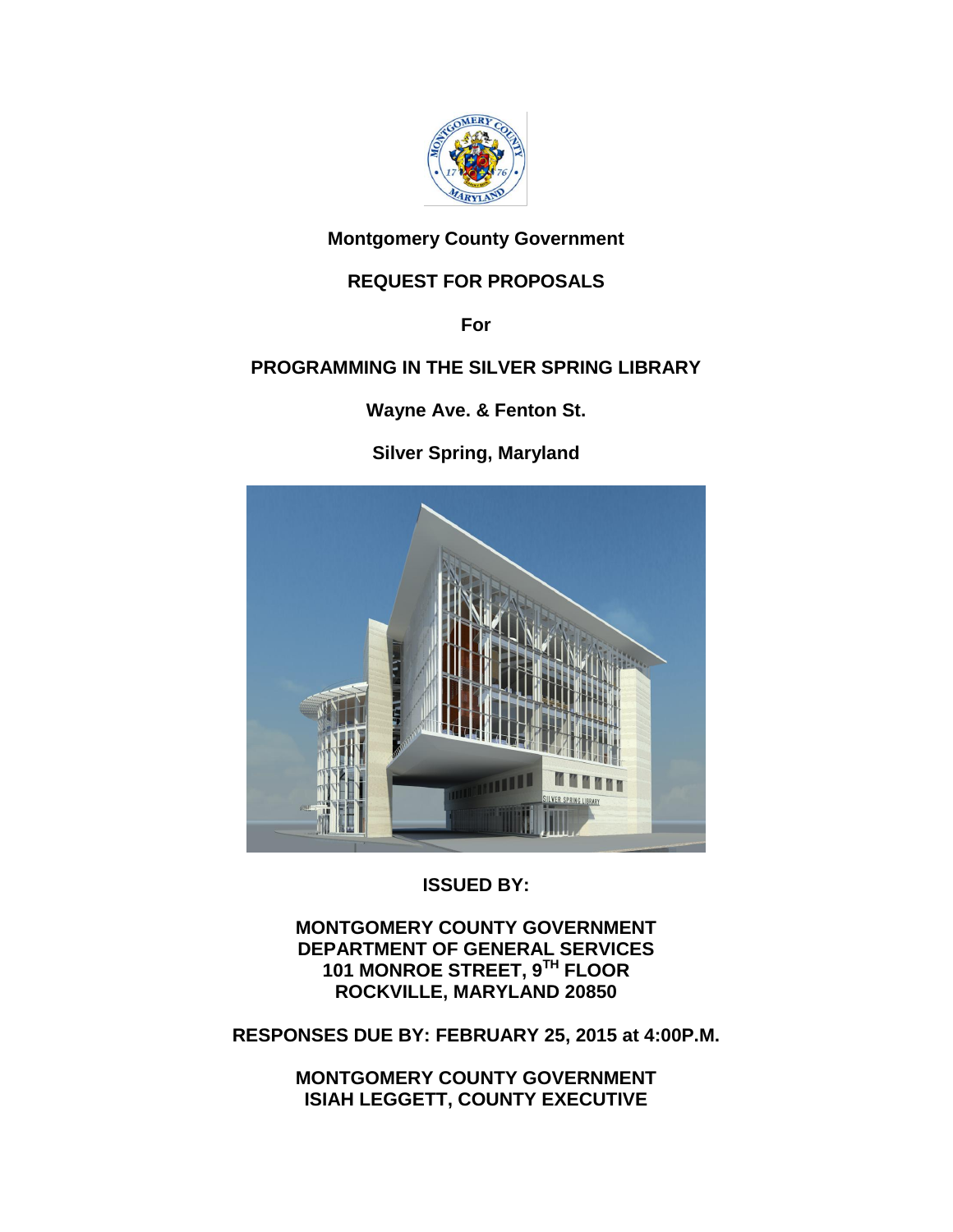**Montgomery County Government**

# REQUEST FOR PROPOSALS

**For**

# PROGRAMMING IN THE SILVER SPRING LIBRARY

**Wayne Ave. & Fenton St.**

**Silver Spring, Maryland**

**ISSUED BY:**

**MONTGOMERY COUNTY GOVERNMENT**
**DEPARTMENT OF GENERAL SERVICES**
**101 MONROE STREET, 9TH FLOOR**
**ROCKVILLE, MARYLAND 20850**

**RESPONSES DUE BY: FEBRUARY 25, 2015 at 4:00P.M.**

**MONTGOMERY COUNTY GOVERNMENT**
**ISIAH LEGGETT, COUNTY EXECUTIVE**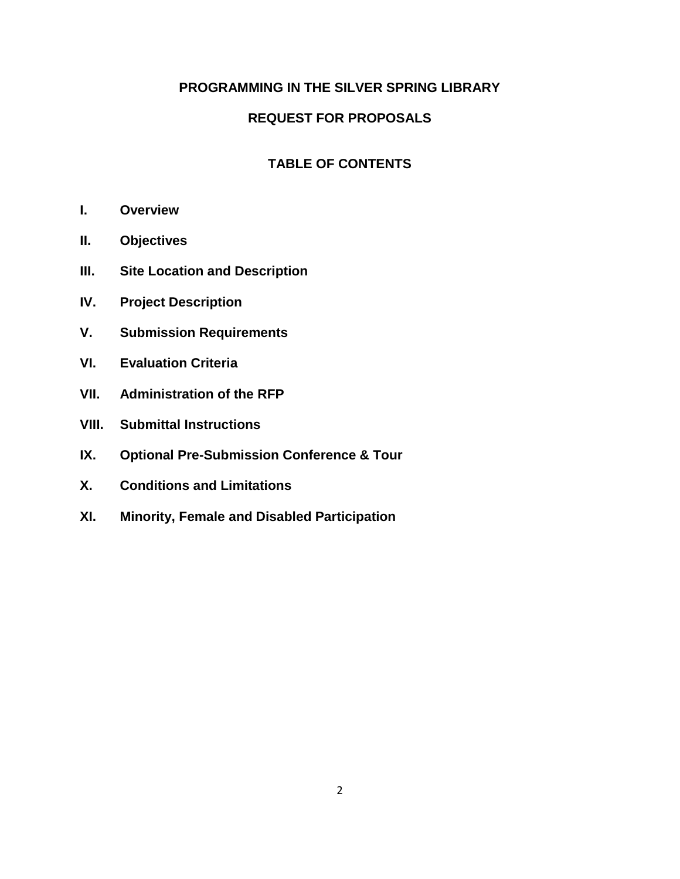# PROGRAMMING IN THE SILVER SPRING LIBRARY

## REQUEST FOR PROPOSALS

## TABLE OF CONTENTS

**I. Overview**

**II. Objectives**

**III. Site Location and Description**

**IV. Project Description**

**V. Submission Requirements**

**VI. Evaluation Criteria**

**VII. Administration of the RFP**

**VIII. Submittal Instructions**

**IX. Optional Pre-Submission Conference & Tour**

**X. Conditions and Limitations**

**XI. Minority, Female and Disabled Participation**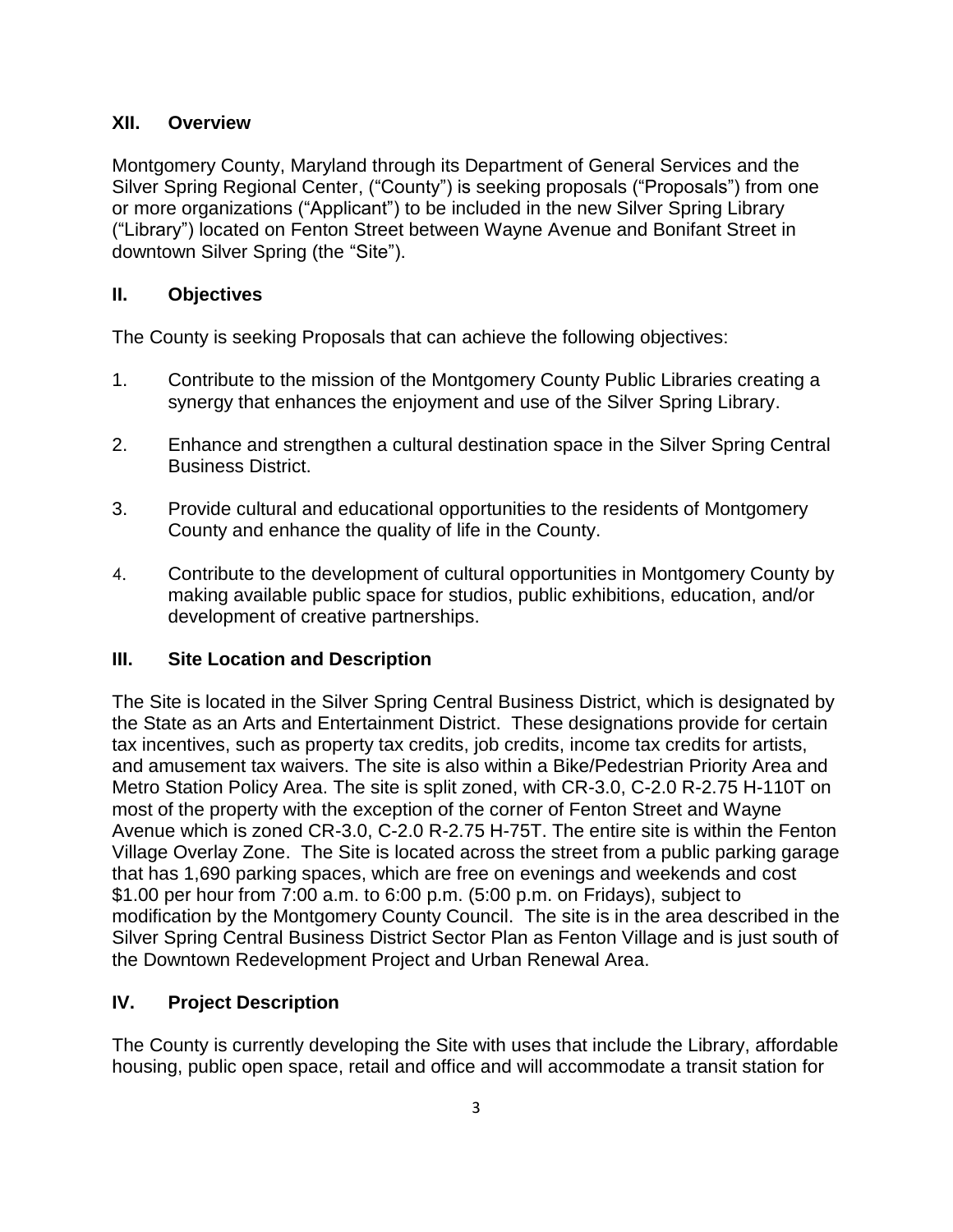## XII. Overview

Montgomery County, Maryland through its Department of General Services and the Silver Spring Regional Center, ("County") is seeking proposals ("Proposals") from one or more organizations ("Applicant") to be included in the new Silver Spring Library ("Library") located on Fenton Street between Wayne Avenue and Bonifant Street in downtown Silver Spring (the "Site").

## II. Objectives

The County is seeking Proposals that can achieve the following objectives:

1. Contribute to the mission of the Montgomery County Public Libraries creating a synergy that enhances the enjoyment and use of the Silver Spring Library.
2. Enhance and strengthen a cultural destination space in the Silver Spring Central Business District.
3. Provide cultural and educational opportunities to the residents of Montgomery County and enhance the quality of life in the County.
4. Contribute to the development of cultural opportunities in Montgomery County by making available public space for studios, public exhibitions, education, and/or development of creative partnerships.

## III. Site Location and Description

The Site is located in the Silver Spring Central Business District, which is designated by the State as an Arts and Entertainment District. These designations provide for certain tax incentives, such as property tax credits, job credits, income tax credits for artists, and amusement tax waivers. The site is also within a Bike/Pedestrian Priority Area and Metro Station Policy Area. The site is split zoned, with CR-3.0, C-2.0 R-2.75 H-110T on most of the property with the exception of the corner of Fenton Street and Wayne Avenue which is zoned CR-3.0, C-2.0 R-2.75 H-75T. The entire site is within the Fenton Village Overlay Zone. The Site is located across the street from a public parking garage that has 1,690 parking spaces, which are free on evenings and weekends and cost $1.00 per hour from 7:00 a.m. to 6:00 p.m. (5:00 p.m. on Fridays), subject to modification by the Montgomery County Council. The site is in the area described in the Silver Spring Central Business District Sector Plan as Fenton Village and is just south of the Downtown Redevelopment Project and Urban Renewal Area.

## IV. Project Description

The County is currently developing the Site with uses that include the Library, affordable housing, public open space, retail and office and will accommodate a transit station for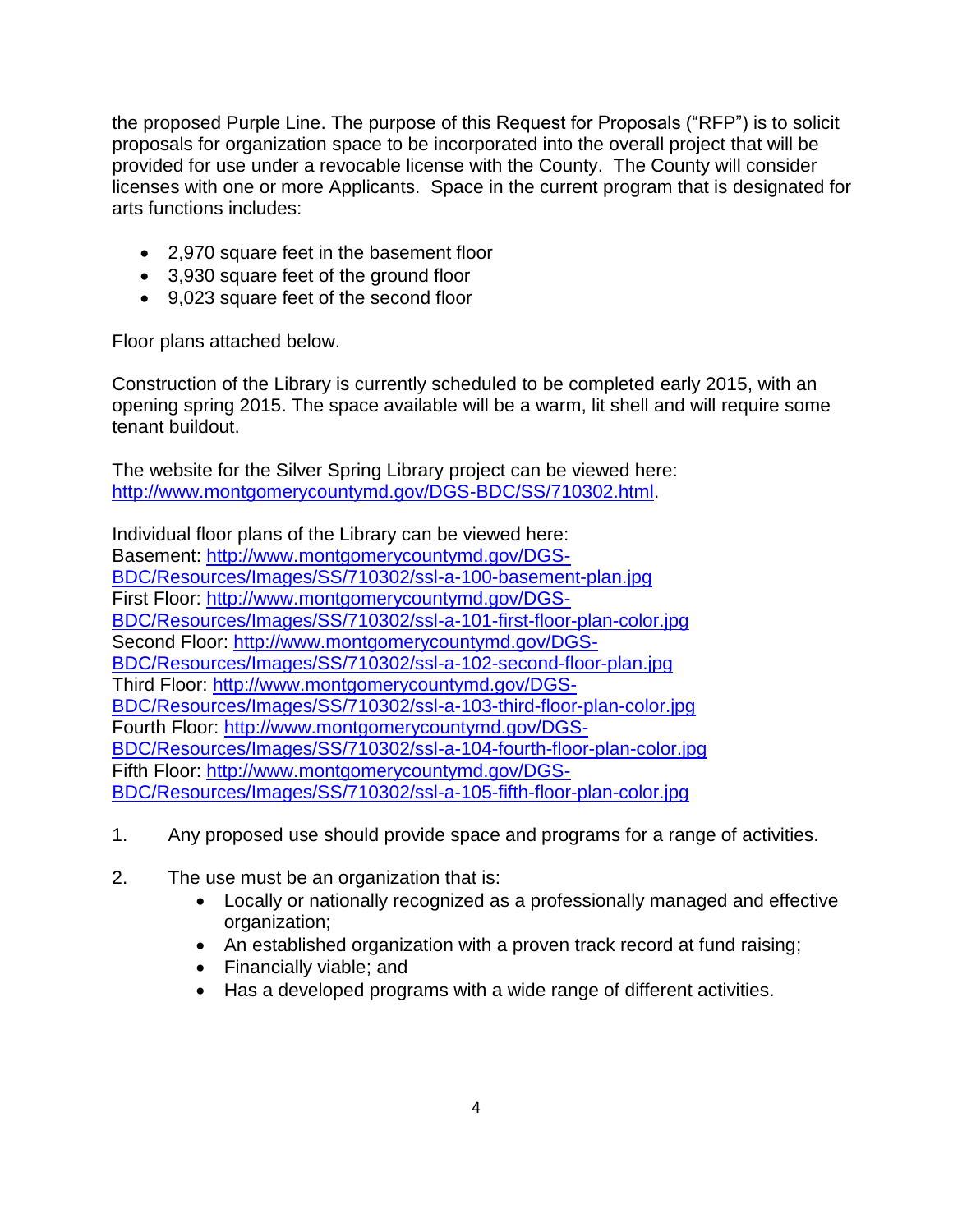the proposed Purple Line. The purpose of this Request for Proposals ("RFP") is to solicit proposals for organization space to be incorporated into the overall project that will be provided for use under a revocable license with the County. The County will consider licenses with one or more Applicants. Space in the current program that is designated for arts functions includes:

- 2,970 square feet in the basement floor
- 3,930 square feet of the ground floor
- 9,023 square feet of the second floor

Floor plans attached below.

Construction of the Library is currently scheduled to be completed early 2015, with an opening spring 2015. The space available will be a warm, lit shell and will require some tenant buildout.

The website for the Silver Spring Library project can be viewed here: [http://www.montgomerycountymd.gov/DGS-BDC/SS/710302.html](http://www.montgomerycountymd.gov/DGS-BDC/SS/710302.html).

Individual floor plans of the Library can be viewed here:
Basement: [http://www.montgomerycountymd.gov/DGS-BDC/Resources/Images/SS/710302/ssl-a-100-basement-plan.jpg](http://www.montgomerycountymd.gov/DGS-BDC/Resources/Images/SS/710302/ssl-a-100-basement-plan.jpg)
First Floor: [http://www.montgomerycountymd.gov/DGS-BDC/Resources/Images/SS/710302/ssl-a-101-first-floor-plan-color.jpg](http://www.montgomerycountymd.gov/DGS-BDC/Resources/Images/SS/710302/ssl-a-101-first-floor-plan-color.jpg)
Second Floor: [http://www.montgomerycountymd.gov/DGS-BDC/Resources/Images/SS/710302/ssl-a-102-second-floor-plan.jpg](http://www.montgomerycountymd.gov/DGS-BDC/Resources/Images/SS/710302/ssl-a-102-second-floor-plan.jpg)
Third Floor: [http://www.montgomerycountymd.gov/DGS-BDC/Resources/Images/SS/710302/ssl-a-103-third-floor-plan-color.jpg](http://www.montgomerycountymd.gov/DGS-BDC/Resources/Images/SS/710302/ssl-a-103-third-floor-plan-color.jpg)
Fourth Floor: [http://www.montgomerycountymd.gov/DGS-BDC/Resources/Images/SS/710302/ssl-a-104-fourth-floor-plan-color.jpg](http://www.montgomerycountymd.gov/DGS-BDC/Resources/Images/SS/710302/ssl-a-104-fourth-floor-plan-color.jpg)
Fifth Floor: [http://www.montgomerycountymd.gov/DGS-BDC/Resources/Images/SS/710302/ssl-a-105-fifth-floor-plan-color.jpg](http://www.montgomerycountymd.gov/DGS-BDC/Resources/Images/SS/710302/ssl-a-105-fifth-floor-plan-color.jpg)

1. Any proposed use should provide space and programs for a range of activities.

2. The use must be an organization that is:
   - Locally or nationally recognized as a professionally managed and effective organization;
   - An established organization with a proven track record at fund raising;
   - Financially viable; and
   - Has a developed programs with a wide range of different activities.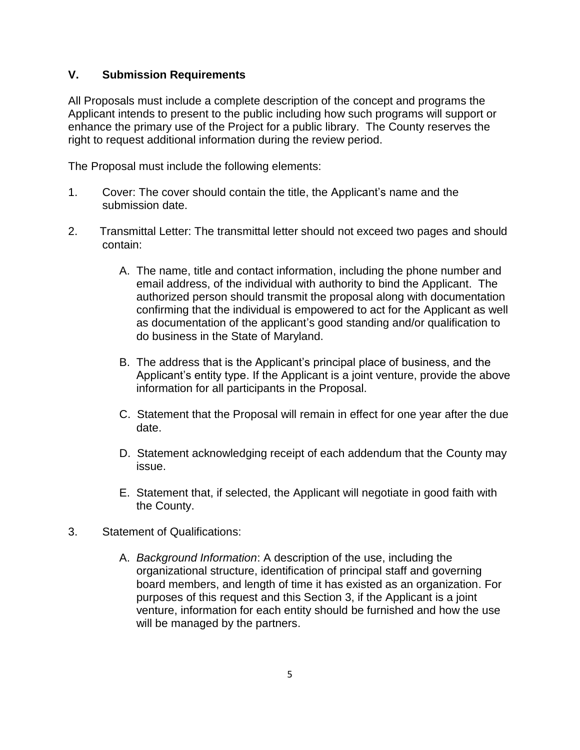## V. Submission Requirements

All Proposals must include a complete description of the concept and programs the Applicant intends to present to the public including how such programs will support or enhance the primary use of the Project for a public library. The County reserves the right to request additional information during the review period.

The Proposal must include the following elements:

1. Cover: The cover should contain the title, the Applicant's name and the submission date.

2. Transmittal Letter: The transmittal letter should not exceed two pages and should contain:

   A. The name, title and contact information, including the phone number and email address, of the individual with authority to bind the Applicant. The authorized person should transmit the proposal along with documentation confirming that the individual is empowered to act for the Applicant as well as documentation of the applicant's good standing and/or qualification to do business in the State of Maryland.

   B. The address that is the Applicant's principal place of business, and the Applicant's entity type. If the Applicant is a joint venture, provide the above information for all participants in the Proposal.

   C. Statement that the Proposal will remain in effect for one year after the due date.

   D. Statement acknowledging receipt of each addendum that the County may issue.

   E. Statement that, if selected, the Applicant will negotiate in good faith with the County.

3. Statement of Qualifications:

   A. *Background Information*: A description of the use, including the organizational structure, identification of principal staff and governing board members, and length of time it has existed as an organization. For purposes of this request and this Section 3, if the Applicant is a joint venture, information for each entity should be furnished and how the use will be managed by the partners.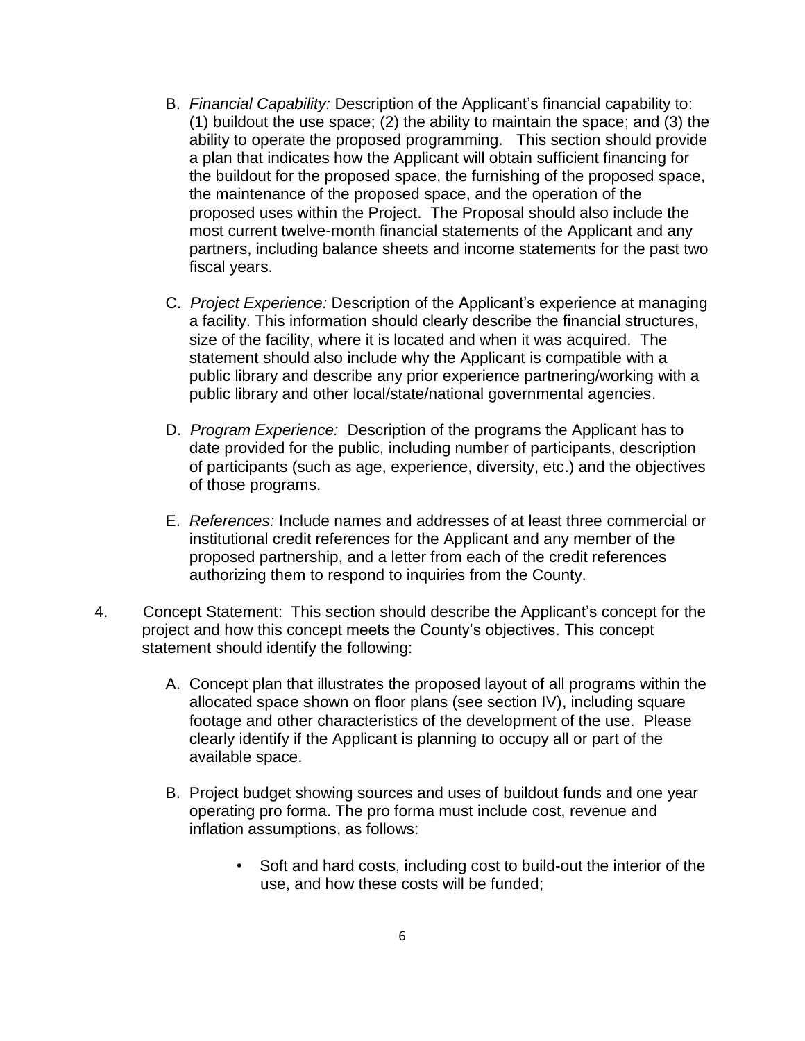B. *Financial Capability:* Description of the Applicant's financial capability to: (1) buildout the use space; (2) the ability to maintain the space; and (3) the ability to operate the proposed programming. This section should provide a plan that indicates how the Applicant will obtain sufficient financing for the buildout for the proposed space, the furnishing of the proposed space, the maintenance of the proposed space, and the operation of the proposed uses within the Project. The Proposal should also include the most current twelve-month financial statements of the Applicant and any partners, including balance sheets and income statements for the past two fiscal years.

C. *Project Experience:* Description of the Applicant's experience at managing a facility. This information should clearly describe the financial structures, size of the facility, where it is located and when it was acquired. The statement should also include why the Applicant is compatible with a public library and describe any prior experience partnering/working with a public library and other local/state/national governmental agencies.

D. *Program Experience:* Description of the programs the Applicant has to date provided for the public, including number of participants, description of participants (such as age, experience, diversity, etc.) and the objectives of those programs.

E. *References:* Include names and addresses of at least three commercial or institutional credit references for the Applicant and any member of the proposed partnership, and a letter from each of the credit references authorizing them to respond to inquiries from the County.

4. Concept Statement: This section should describe the Applicant's concept for the project and how this concept meets the County's objectives. This concept statement should identify the following:

   A. Concept plan that illustrates the proposed layout of all programs within the allocated space shown on floor plans (see section IV), including square footage and other characteristics of the development of the use. Please clearly identify if the Applicant is planning to occupy all or part of the available space.

   B. Project budget showing sources and uses of buildout funds and one year operating pro forma. The pro forma must include cost, revenue and inflation assumptions, as follows:

      - Soft and hard costs, including cost to build-out the interior of the use, and how these costs will be funded;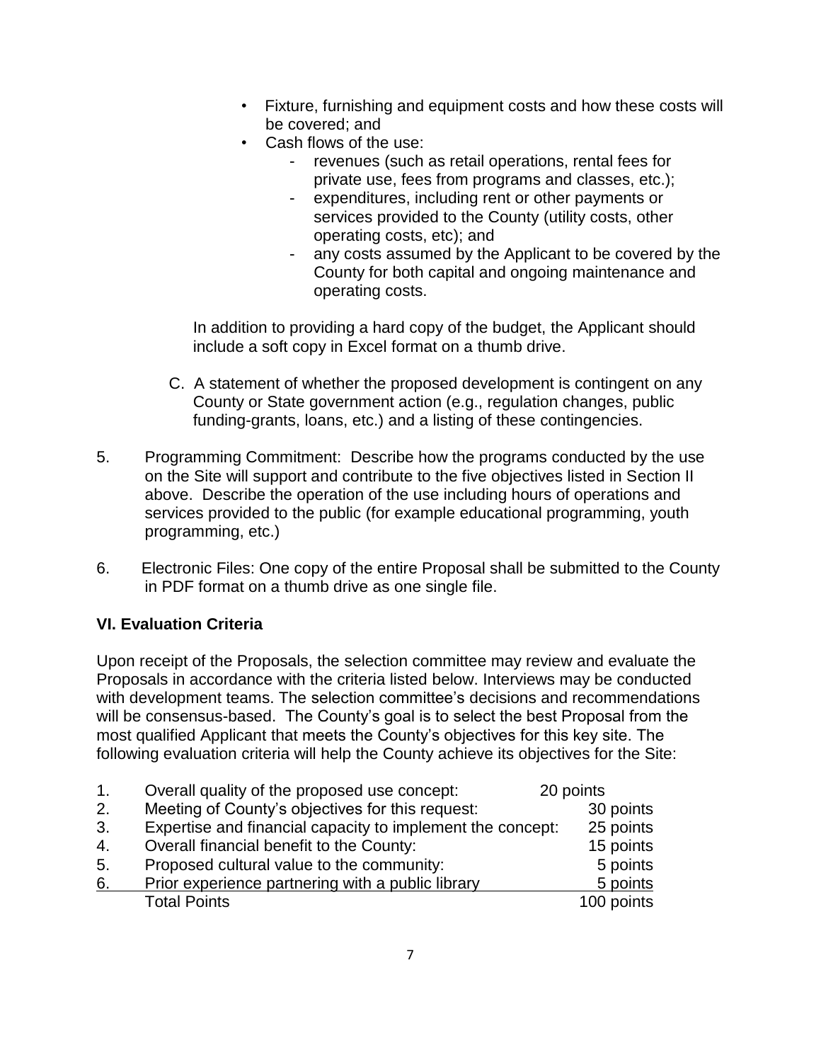- Fixture, furnishing and equipment costs and how these costs will be covered; and
- Cash flows of the use:
    - revenues (such as retail operations, rental fees for private use, fees from programs and classes, etc.);
    - expenditures, including rent or other payments or services provided to the County (utility costs, other operating costs, etc); and
    - any costs assumed by the Applicant to be covered by the County for both capital and ongoing maintenance and operating costs.

In addition to providing a hard copy of the budget, the Applicant should include a soft copy in Excel format on a thumb drive.

C. A statement of whether the proposed development is contingent on any County or State government action (e.g., regulation changes, public funding-grants, loans, etc.) and a listing of these contingencies.

5. Programming Commitment: Describe how the programs conducted by the use on the Site will support and contribute to the five objectives listed in Section II above. Describe the operation of the use including hours of operations and services provided to the public (for example educational programming, youth programming, etc.)

6. Electronic Files: One copy of the entire Proposal shall be submitted to the County in PDF format on a thumb drive as one single file.

## VI. Evaluation Criteria

Upon receipt of the Proposals, the selection committee may review and evaluate the Proposals in accordance with the criteria listed below. Interviews may be conducted with development teams. The selection committee's decisions and recommendations will be consensus-based. The County's goal is to select the best Proposal from the most qualified Applicant that meets the County's objectives for this key site. The following evaluation criteria will help the County achieve its objectives for the Site:

| | Criteria | Points |
|---|---|---|
| 1. | Overall quality of the proposed use concept: | 20 points |
| 2. | Meeting of County's objectives for this request: | 30 points |
| 3. | Expertise and financial capacity to implement the concept: | 25 points |
| 4. | Overall financial benefit to the County: | 15 points |
| 5. | Proposed cultural value to the community: | 5 points |
| 6. | Prior experience partnering with a public library | 5 points |
| | Total Points | 100 points |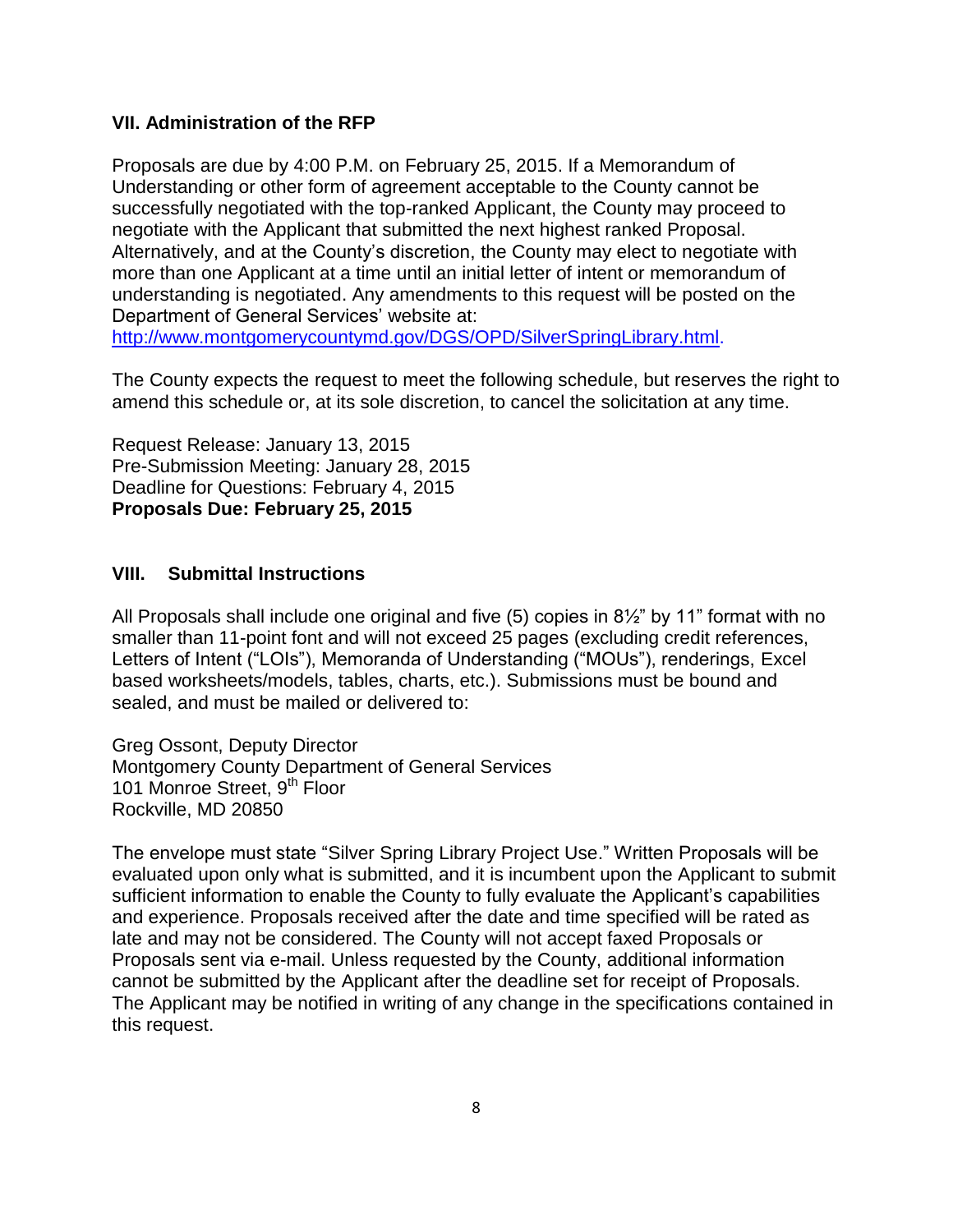## VII. Administration of the RFP

Proposals are due by 4:00 P.M. on February 25, 2015. If a Memorandum of Understanding or other form of agreement acceptable to the County cannot be successfully negotiated with the top-ranked Applicant, the County may proceed to negotiate with the Applicant that submitted the next highest ranked Proposal. Alternatively, and at the County's discretion, the County may elect to negotiate with more than one Applicant at a time until an initial letter of intent or memorandum of understanding is negotiated. Any amendments to this request will be posted on the Department of General Services' website at: [http://www.montgomerycountymd.gov/DGS/OPD/SilverSpringLibrary.html](http://www.montgomerycountymd.gov/DGS/OPD/SilverSpringLibrary.html).

The County expects the request to meet the following schedule, but reserves the right to amend this schedule or, at its sole discretion, to cancel the solicitation at any time.

Request Release: January 13, 2015
Pre-Submission Meeting: January 28, 2015
Deadline for Questions: February 4, 2015
**Proposals Due: February 25, 2015**

## VIII. Submittal Instructions

All Proposals shall include one original and five (5) copies in 8½" by 11" format with no smaller than 11-point font and will not exceed 25 pages (excluding credit references, Letters of Intent ("LOIs"), Memoranda of Understanding ("MOUs"), renderings, Excel based worksheets/models, tables, charts, etc.). Submissions must be bound and sealed, and must be mailed or delivered to:

Greg Ossont, Deputy Director
Montgomery County Department of General Services
101 Monroe Street, 9th Floor
Rockville, MD 20850

The envelope must state "Silver Spring Library Project Use." Written Proposals will be evaluated upon only what is submitted, and it is incumbent upon the Applicant to submit sufficient information to enable the County to fully evaluate the Applicant's capabilities and experience. Proposals received after the date and time specified will be rated as late and may not be considered. The County will not accept faxed Proposals or Proposals sent via e-mail. Unless requested by the County, additional information cannot be submitted by the Applicant after the deadline set for receipt of Proposals. The Applicant may be notified in writing of any change in the specifications contained in this request.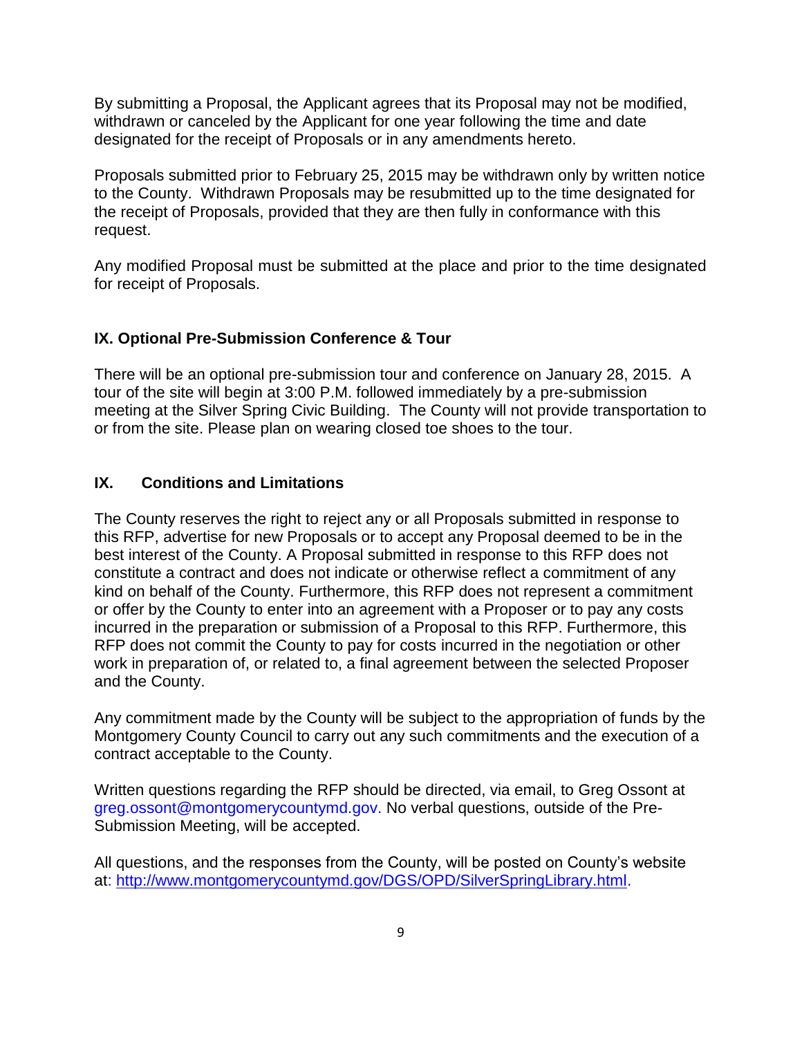By submitting a Proposal, the Applicant agrees that its Proposal may not be modified, withdrawn or canceled by the Applicant for one year following the time and date designated for the receipt of Proposals or in any amendments hereto.

Proposals submitted prior to February 25, 2015 may be withdrawn only by written notice to the County. Withdrawn Proposals may be resubmitted up to the time designated for the receipt of Proposals, provided that they are then fully in conformance with this request.

Any modified Proposal must be submitted at the place and prior to the time designated for receipt of Proposals.

## IX. Optional Pre-Submission Conference & Tour

There will be an optional pre-submission tour and conference on January 28, 2015. A tour of the site will begin at 3:00 P.M. followed immediately by a pre-submission meeting at the Silver Spring Civic Building. The County will not provide transportation to or from the site. Please plan on wearing closed toe shoes to the tour.

## IX. Conditions and Limitations

The County reserves the right to reject any or all Proposals submitted in response to this RFP, advertise for new Proposals or to accept any Proposal deemed to be in the best interest of the County. A Proposal submitted in response to this RFP does not constitute a contract and does not indicate or otherwise reflect a commitment of any kind on behalf of the County. Furthermore, this RFP does not represent a commitment or offer by the County to enter into an agreement with a Proposer or to pay any costs incurred in the preparation or submission of a Proposal to this RFP. Furthermore, this RFP does not commit the County to pay for costs incurred in the negotiation or other work in preparation of, or related to, a final agreement between the selected Proposer and the County.

Any commitment made by the County will be subject to the appropriation of funds by the Montgomery County Council to carry out any such commitments and the execution of a contract acceptable to the County.

Written questions regarding the RFP should be directed, via email, to Greg Ossont at greg.ossont@montgomerycountymd.gov. No verbal questions, outside of the Pre-Submission Meeting, will be accepted.

All questions, and the responses from the County, will be posted on County's website at: http://www.montgomerycountymd.gov/DGS/OPD/SilverSpringLibrary.html.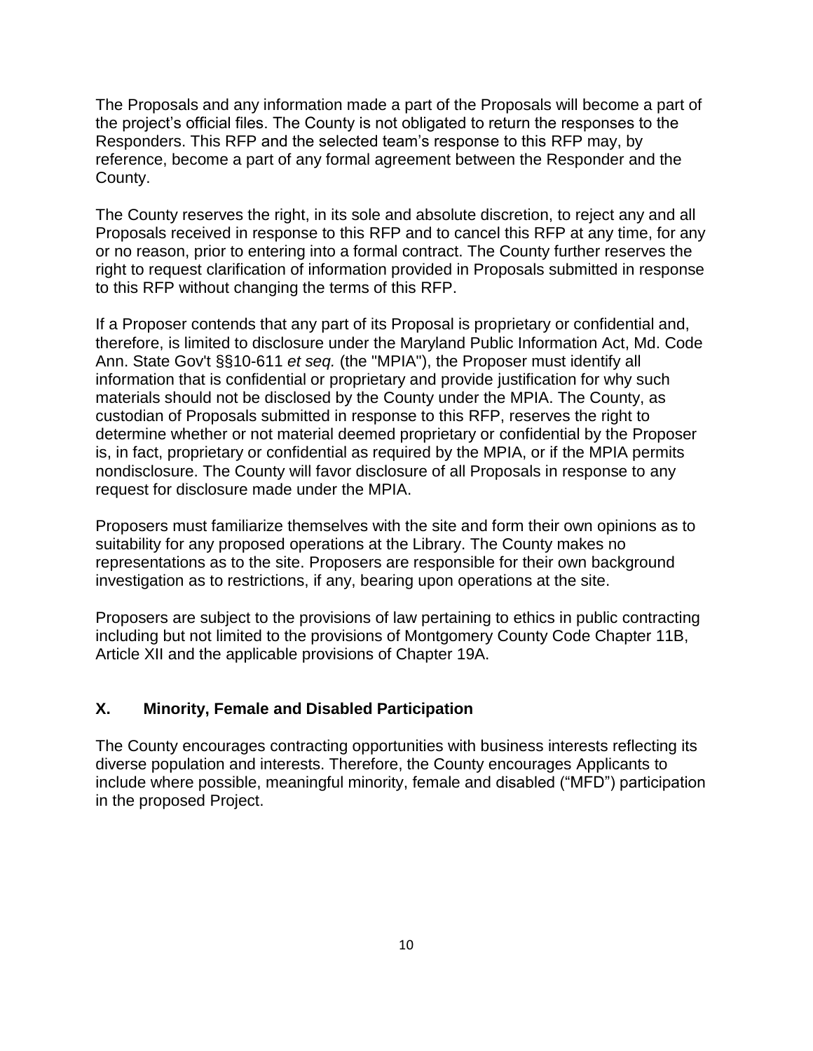The Proposals and any information made a part of the Proposals will become a part of the project's official files. The County is not obligated to return the responses to the Responders. This RFP and the selected team's response to this RFP may, by reference, become a part of any formal agreement between the Responder and the County.

The County reserves the right, in its sole and absolute discretion, to reject any and all Proposals received in response to this RFP and to cancel this RFP at any time, for any or no reason, prior to entering into a formal contract. The County further reserves the right to request clarification of information provided in Proposals submitted in response to this RFP without changing the terms of this RFP.

If a Proposer contends that any part of its Proposal is proprietary or confidential and, therefore, is limited to disclosure under the Maryland Public Information Act, Md. Code Ann. State Gov't §§10-611 *et seq.* (the "MPIA"), the Proposer must identify all information that is confidential or proprietary and provide justification for why such materials should not be disclosed by the County under the MPIA. The County, as custodian of Proposals submitted in response to this RFP, reserves the right to determine whether or not material deemed proprietary or confidential by the Proposer is, in fact, proprietary or confidential as required by the MPIA, or if the MPIA permits nondisclosure. The County will favor disclosure of all Proposals in response to any request for disclosure made under the MPIA.

Proposers must familiarize themselves with the site and form their own opinions as to suitability for any proposed operations at the Library. The County makes no representations as to the site. Proposers are responsible for their own background investigation as to restrictions, if any, bearing upon operations at the site.

Proposers are subject to the provisions of law pertaining to ethics in public contracting including but not limited to the provisions of Montgomery County Code Chapter 11B, Article XII and the applicable provisions of Chapter 19A.

## X. Minority, Female and Disabled Participation

The County encourages contracting opportunities with business interests reflecting its diverse population and interests. Therefore, the County encourages Applicants to include where possible, meaningful minority, female and disabled ("MFD") participation in the proposed Project.